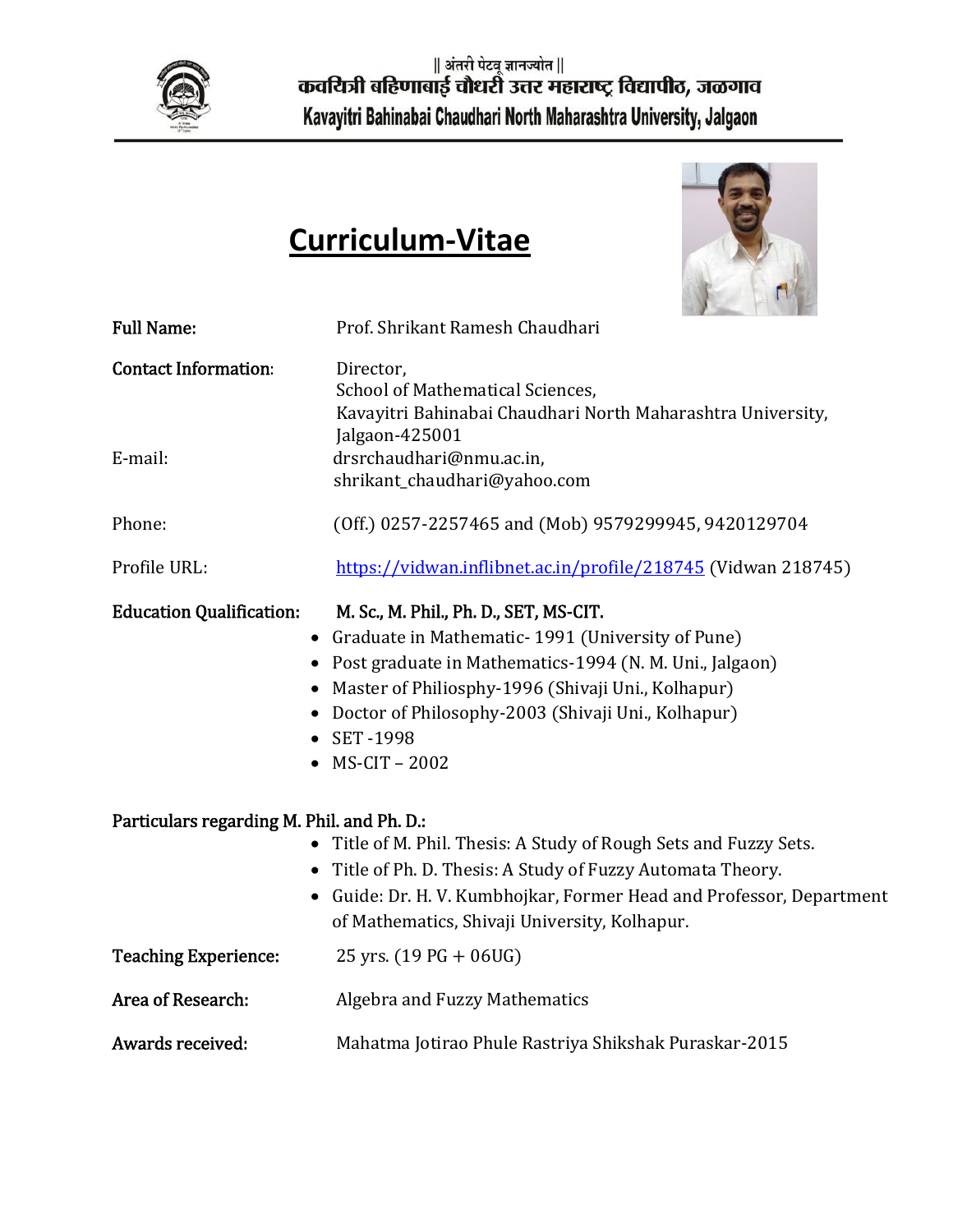|| अंतरी पेटवू ज्ञानज्योत ||

कवयित्री बहिणाबाई चौधरी उत्तर महाराष्ट्र विद्यापीठ, जळगाव

Kavayitri Bahinabai Chaudhari North Maharashtra University, Jalgaon

# Curriculum-Vitae

**Full Name:** Prof. Shrikant Ramesh Chaudhari

**Contact Information:** Director,
School of Mathematical Sciences,
Kavayitri Bahinabai Chaudhari North Maharashtra University,
Jalgaon-425001

E-mail: drsrchaudhari@nmu.ac.in,
shrikant_chaudhari@yahoo.com

Phone: (Off.) 0257-2257465 and (Mob) 9579299945, 9420129704

Profile URL: https://vidwan.inflibnet.ac.in/profile/218745 (Vidwan 218745)

**Education Qualification:** **M. Sc., M. Phil., Ph. D., SET, MS-CIT.**

- Graduate in Mathematic- 1991 (University of Pune)
- Post graduate in Mathematics-1994 (N. M. Uni., Jalgaon)
- Master of Philiosphy-1996 (Shivaji Uni., Kolhapur)
- Doctor of Philosophy-2003 (Shivaji Uni., Kolhapur)
- SET -1998
- MS-CIT – 2002

**Particulars regarding M. Phil. and Ph. D.:**

- Title of M. Phil. Thesis: A Study of Rough Sets and Fuzzy Sets.
- Title of Ph. D. Thesis: A Study of Fuzzy Automata Theory.
- Guide: Dr. H. V. Kumbhojkar, Former Head and Professor, Department of Mathematics, Shivaji University, Kolhapur.

**Teaching Experience:** 25 yrs. (19 PG + 06UG)

**Area of Research:** Algebra and Fuzzy Mathematics

**Awards received:** Mahatma Jotirao Phule Rastriya Shikshak Puraskar-2015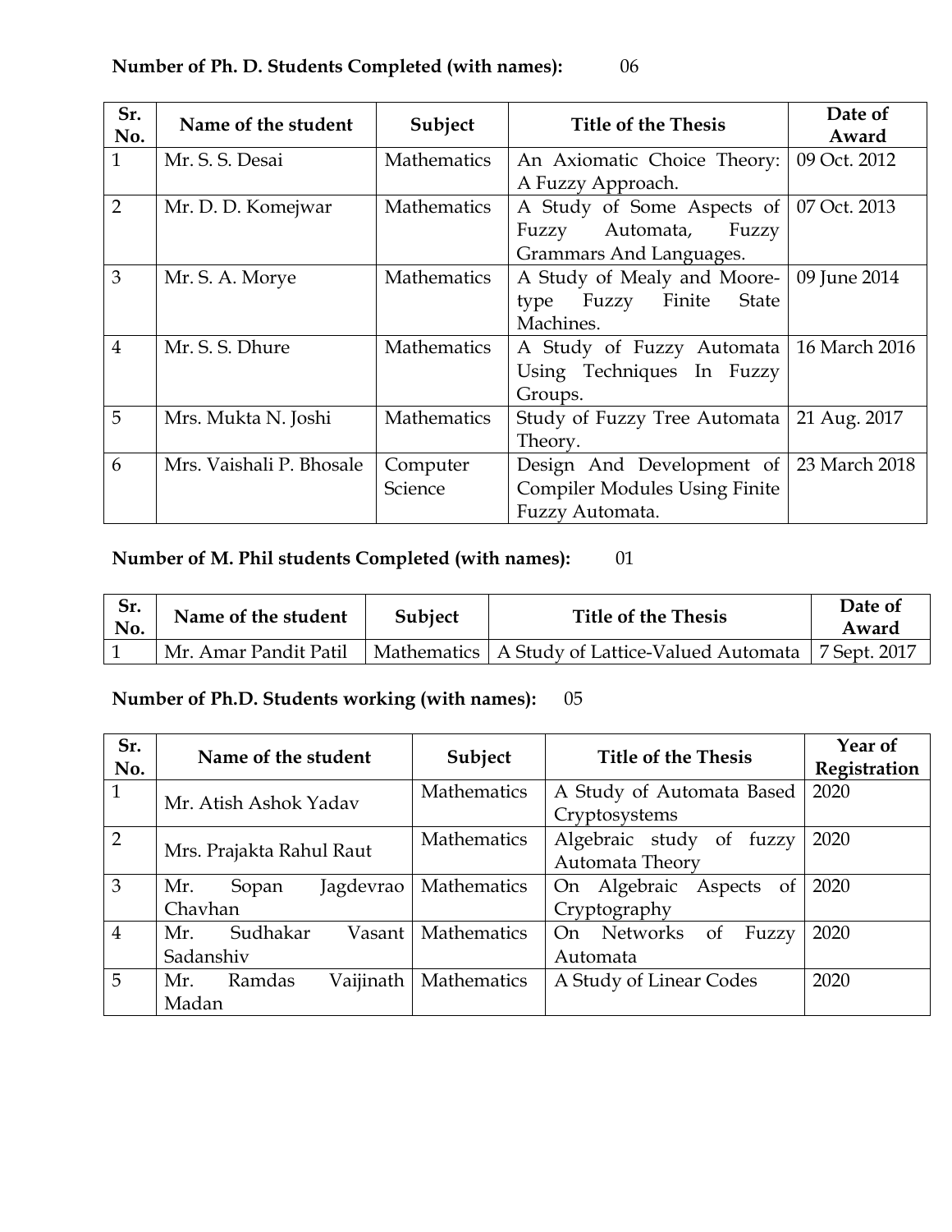**Number of Ph. D. Students Completed (with names):** 06

| Sr. No. | Name of the student | Subject | Title of the Thesis | Date of Award |
|---|---|---|---|---|
| 1 | Mr. S. S. Desai | Mathematics | An Axiomatic Choice Theory: A Fuzzy Approach. | 09 Oct. 2012 |
| 2 | Mr. D. D. Komejwar | Mathematics | A Study of Some Aspects of Fuzzy Automata, Fuzzy Grammars And Languages. | 07 Oct. 2013 |
| 3 | Mr. S. A. Morye | Mathematics | A Study of Mealy and Moore-type Fuzzy Finite State Machines. | 09 June 2014 |
| 4 | Mr. S. S. Dhure | Mathematics | A Study of Fuzzy Automata Using Techniques In Fuzzy Groups. | 16 March 2016 |
| 5 | Mrs. Mukta N. Joshi | Mathematics | Study of Fuzzy Tree Automata Theory. | 21 Aug. 2017 |
| 6 | Mrs. Vaishali P. Bhosale | Computer Science | Design And Development of Compiler Modules Using Finite Fuzzy Automata. | 23 March 2018 |

**Number of M. Phil students Completed (with names):** 01

| Sr. No. | Name of the student | Subject | Title of the Thesis | Date of Award |
|---|---|---|---|---|
| 1 | Mr. Amar Pandit Patil | Mathematics | A Study of Lattice-Valued Automata | 7 Sept. 2017 |

**Number of Ph.D. Students working (with names):** 05

| Sr. No. | Name of the student | Subject | Title of the Thesis | Year of Registration |
|---|---|---|---|---|
| 1 | Mr. Atish Ashok Yadav | Mathematics | A Study of Automata Based Cryptosystems | 2020 |
| 2 | Mrs. Prajakta Rahul Raut | Mathematics | Algebraic study of fuzzy Automata Theory | 2020 |
| 3 | Mr. Sopan Jagdevrao Chavhan | Mathematics | On Algebraic Aspects of Cryptography | 2020 |
| 4 | Mr. Sudhakar Vasant Sadanshiv | Mathematics | On Networks of Fuzzy Automata | 2020 |
| 5 | Mr. Ramdas Vaijinath Madan | Mathematics | A Study of Linear Codes | 2020 |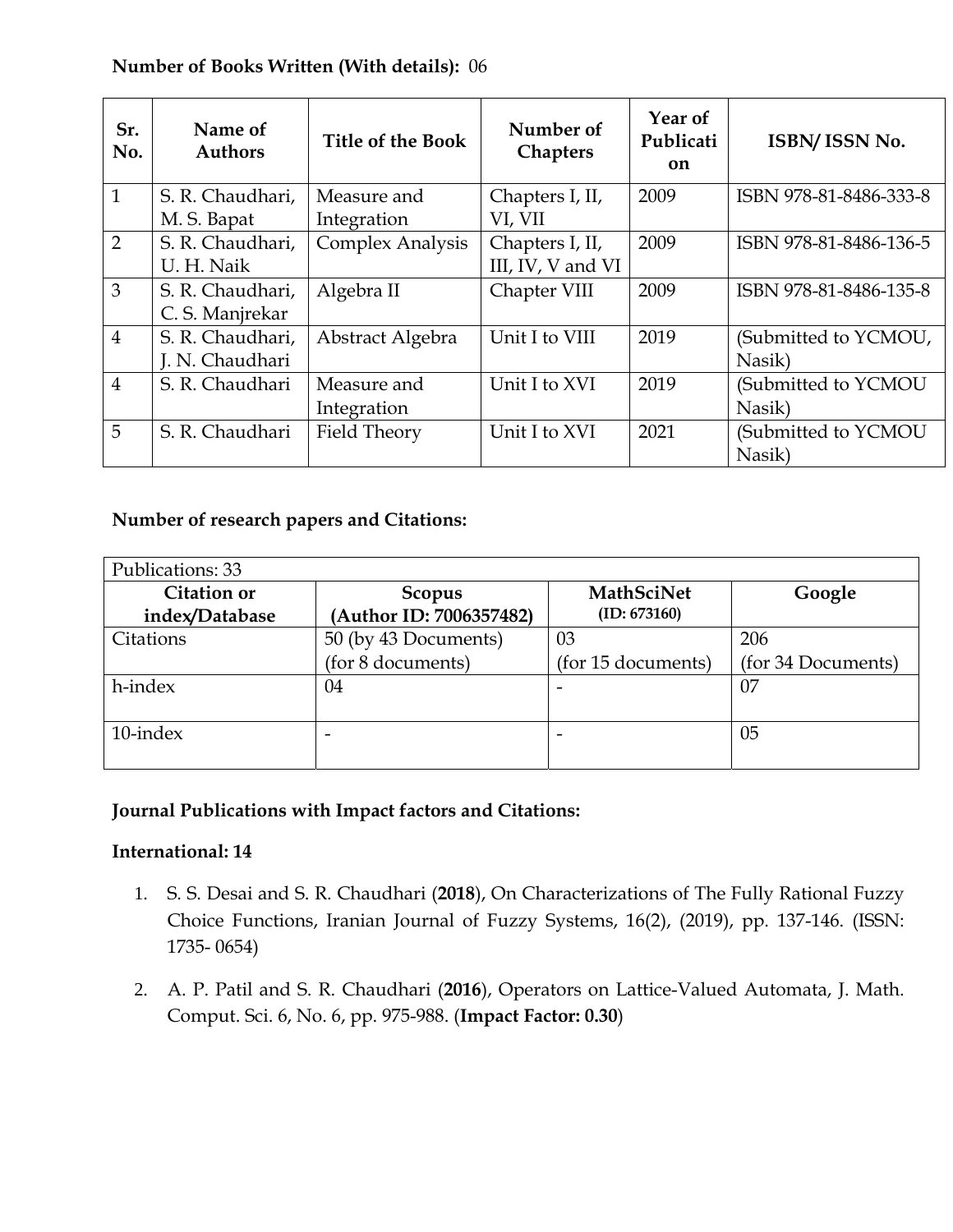**Number of Books Written (With details):** 06

| Sr. No. | Name of Authors | Title of the Book | Number of Chapters | Year of Publication | ISBN/ ISSN No. |
|---|---|---|---|---|---|
| 1 | S. R. Chaudhari, M. S. Bapat | Measure and Integration | Chapters I, II, VI, VII | 2009 | ISBN 978-81-8486-333-8 |
| 2 | S. R. Chaudhari, U. H. Naik | Complex Analysis | Chapters I, II, III, IV, V and VI | 2009 | ISBN 978-81-8486-136-5 |
| 3 | S. R. Chaudhari, C. S. Manjrekar | Algebra II | Chapter VIII | 2009 | ISBN 978-81-8486-135-8 |
| 4 | S. R. Chaudhari, J. N. Chaudhari | Abstract Algebra | Unit I to VIII | 2019 | (Submitted to YCMOU, Nasik) |
| 4 | S. R. Chaudhari | Measure and Integration | Unit I to XVI | 2019 | (Submitted to YCMOU Nasik) |
| 5 | S. R. Chaudhari | Field Theory | Unit I to XVI | 2021 | (Submitted to YCMOU Nasik) |

**Number of research papers and Citations:**

| Publications: 33 | | | |
|---|---|---|---|
| **Citation or index/Database** | **Scopus (Author ID: 7006357482)** | **MathSciNet (ID: 673160)** | **Google** |
| Citations | 50 (by 43 Documents) (for 8 documents) | 03 (for 15 documents) | 206 (for 34 Documents) |
| h-index | 04 | - | 07 |
| 10-index | - | - | 05 |

**Journal Publications with Impact factors and Citations:**

**International: 14**

1. S. S. Desai and S. R. Chaudhari (**2018**), On Characterizations of The Fully Rational Fuzzy Choice Functions, Iranian Journal of Fuzzy Systems, 16(2), (2019), pp. 137-146. (ISSN: 1735- 0654)

2. A. P. Patil and S. R. Chaudhari (**2016**), Operators on Lattice-Valued Automata, J. Math. Comput. Sci. 6, No. 6, pp. 975-988. (**Impact Factor: 0.30**)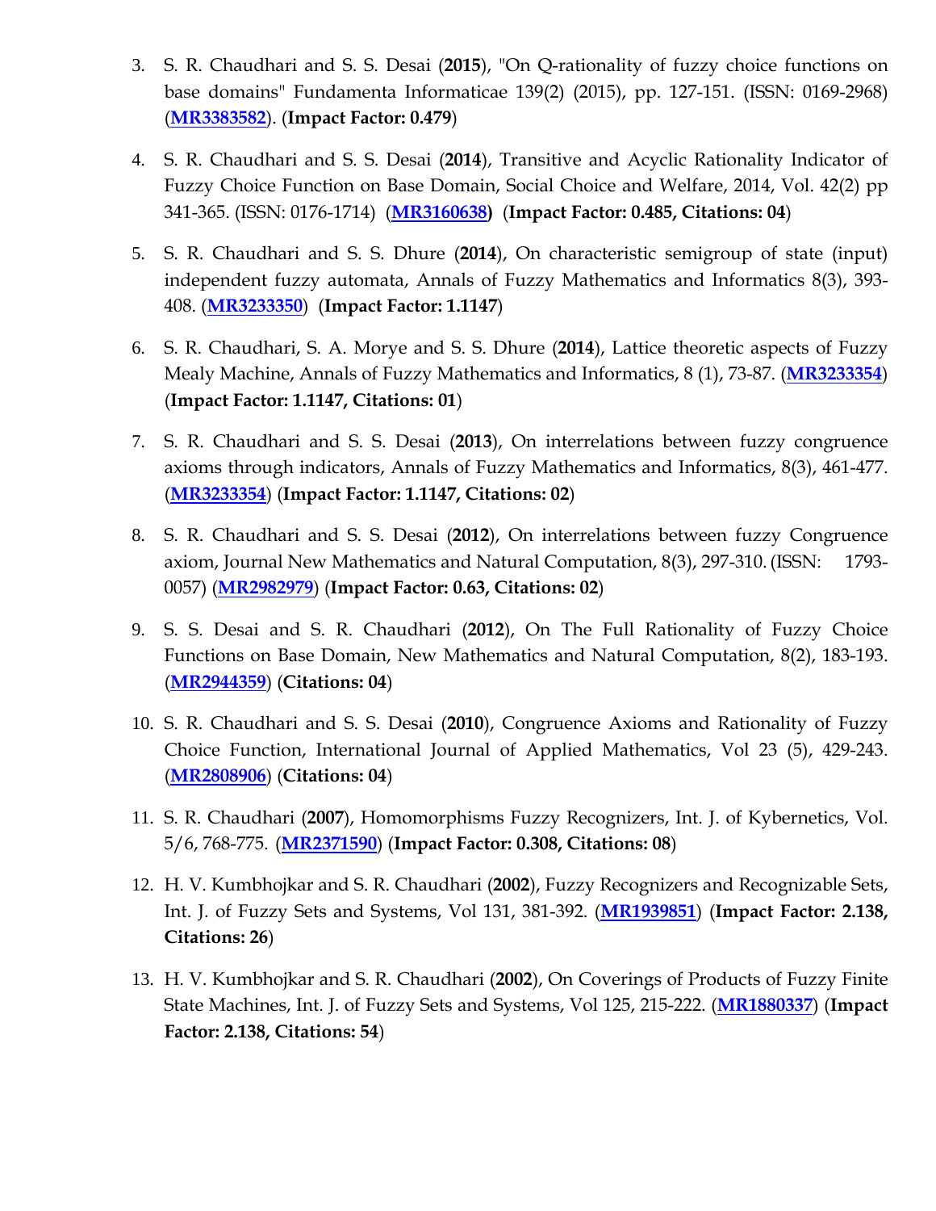3. S. R. Chaudhari and S. S. Desai (**2015**), "On Q-rationality of fuzzy choice functions on base domains" Fundamenta Informaticae 139(2) (2015), pp. 127-151. (ISSN: 0169-2968) (**MR3383582**). (**Impact Factor: 0.479**)

4. S. R. Chaudhari and S. S. Desai (**2014**), Transitive and Acyclic Rationality Indicator of Fuzzy Choice Function on Base Domain, Social Choice and Welfare, 2014, Vol. 42(2) pp 341-365. (ISSN: 0176-1714) (**MR3160638**) (**Impact Factor: 0.485, Citations: 04**)

5. S. R. Chaudhari and S. S. Dhure (**2014**), On characteristic semigroup of state (input) independent fuzzy automata, Annals of Fuzzy Mathematics and Informatics 8(3), 393-408. (**MR3233350**) (**Impact Factor: 1.1147**)

6. S. R. Chaudhari, S. A. Morye and S. S. Dhure (**2014**), Lattice theoretic aspects of Fuzzy Mealy Machine, Annals of Fuzzy Mathematics and Informatics, 8 (1), 73-87. (**MR3233354**) (**Impact Factor: 1.1147, Citations: 01**)

7. S. R. Chaudhari and S. S. Desai (**2013**), On interrelations between fuzzy congruence axioms through indicators, Annals of Fuzzy Mathematics and Informatics, 8(3), 461-477. (**MR3233354**) (**Impact Factor: 1.1147, Citations: 02**)

8. S. R. Chaudhari and S. S. Desai (**2012**), On interrelations between fuzzy Congruence axiom, Journal New Mathematics and Natural Computation, 8(3), 297-310. (ISSN: 1793-0057) (**MR2982979**) (**Impact Factor: 0.63, Citations: 02**)

9. S. S. Desai and S. R. Chaudhari (**2012**), On The Full Rationality of Fuzzy Choice Functions on Base Domain, New Mathematics and Natural Computation, 8(2), 183-193. (**MR2944359**) (**Citations: 04**)

10. S. R. Chaudhari and S. S. Desai (**2010**), Congruence Axioms and Rationality of Fuzzy Choice Function, International Journal of Applied Mathematics, Vol 23 (5), 429-243. (**MR2808906**) (**Citations: 04**)

11. S. R. Chaudhari (**2007**), Homomorphisms Fuzzy Recognizers, Int. J. of Kybernetics, Vol. 5/6, 768-775. (**MR2371590**) (**Impact Factor: 0.308, Citations: 08**)

12. H. V. Kumbhojkar and S. R. Chaudhari (**2002**), Fuzzy Recognizers and Recognizable Sets, Int. J. of Fuzzy Sets and Systems, Vol 131, 381-392. (**MR1939851**) (**Impact Factor: 2.138, Citations: 26**)

13. H. V. Kumbhojkar and S. R. Chaudhari (**2002**), On Coverings of Products of Fuzzy Finite State Machines, Int. J. of Fuzzy Sets and Systems, Vol 125, 215-222. (**MR1880337**) (**Impact Factor: 2.138, Citations: 54**)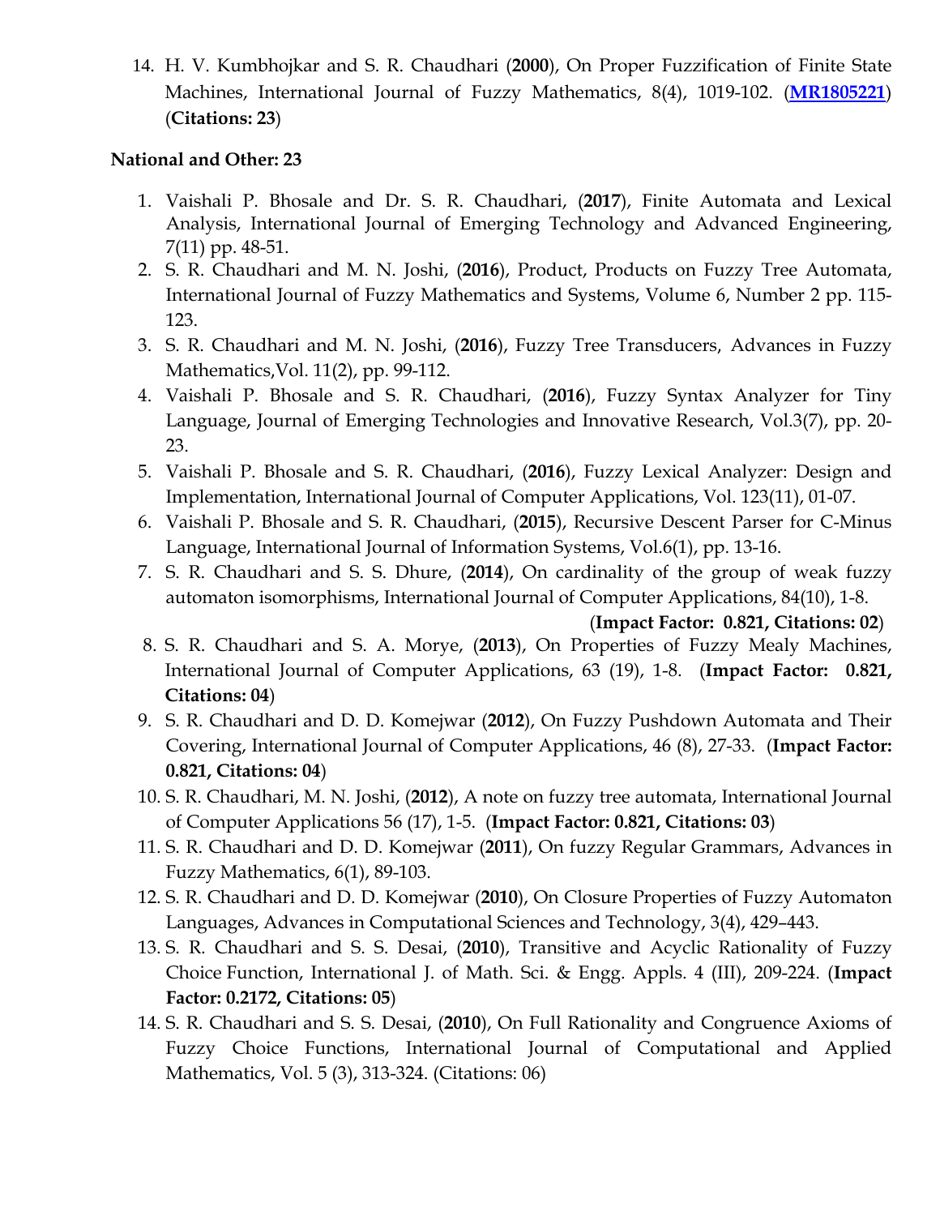14. H. V. Kumbhojkar and S. R. Chaudhari (**2000**), On Proper Fuzzification of Finite State Machines, International Journal of Fuzzy Mathematics, 8(4), 1019-102. (**MR1805221**) (**Citations: 23**)

**National and Other: 23**

1. Vaishali P. Bhosale and Dr. S. R. Chaudhari, (**2017**), Finite Automata and Lexical Analysis, International Journal of Emerging Technology and Advanced Engineering, 7(11) pp. 48-51.
2. S. R. Chaudhari and M. N. Joshi, (**2016**), Product, Products on Fuzzy Tree Automata, International Journal of Fuzzy Mathematics and Systems, Volume 6, Number 2 pp. 115-123.
3. S. R. Chaudhari and M. N. Joshi, (**2016**), Fuzzy Tree Transducers, Advances in Fuzzy Mathematics,Vol. 11(2), pp. 99-112.
4. Vaishali P. Bhosale and S. R. Chaudhari, (**2016**), Fuzzy Syntax Analyzer for Tiny Language, Journal of Emerging Technologies and Innovative Research, Vol.3(7), pp. 20-23.
5. Vaishali P. Bhosale and S. R. Chaudhari, (**2016**), Fuzzy Lexical Analyzer: Design and Implementation, International Journal of Computer Applications, Vol. 123(11), 01-07.
6. Vaishali P. Bhosale and S. R. Chaudhari, (**2015**), Recursive Descent Parser for C-Minus Language, International Journal of Information Systems, Vol.6(1), pp. 13-16.
7. S. R. Chaudhari and S. S. Dhure, (**2014**), On cardinality of the group of weak fuzzy automaton isomorphisms, International Journal of Computer Applications, 84(10), 1-8. (**Impact Factor: 0.821, Citations: 02**)
8. S. R. Chaudhari and S. A. Morye, (**2013**), On Properties of Fuzzy Mealy Machines, International Journal of Computer Applications, 63 (19), 1-8. (**Impact Factor: 0.821, Citations: 04**)
9. S. R. Chaudhari and D. D. Komejwar (**2012**), On Fuzzy Pushdown Automata and Their Covering, International Journal of Computer Applications, 46 (8), 27-33. (**Impact Factor: 0.821, Citations: 04**)
10. S. R. Chaudhari, M. N. Joshi, (**2012**), A note on fuzzy tree automata, International Journal of Computer Applications 56 (17), 1-5. (**Impact Factor: 0.821, Citations: 03**)
11. S. R. Chaudhari and D. D. Komejwar (**2011**), On fuzzy Regular Grammars, Advances in Fuzzy Mathematics, 6(1), 89-103.
12. S. R. Chaudhari and D. D. Komejwar (**2010**), On Closure Properties of Fuzzy Automaton Languages, Advances in Computational Sciences and Technology, 3(4), 429–443.
13. S. R. Chaudhari and S. S. Desai, (**2010**), Transitive and Acyclic Rationality of Fuzzy Choice Function, International J. of Math. Sci. & Engg. Appls. 4 (III), 209-224. (**Impact Factor: 0.2172, Citations: 05**)
14. S. R. Chaudhari and S. S. Desai, (**2010**), On Full Rationality and Congruence Axioms of Fuzzy Choice Functions, International Journal of Computational and Applied Mathematics, Vol. 5 (3), 313-324. (Citations: 06)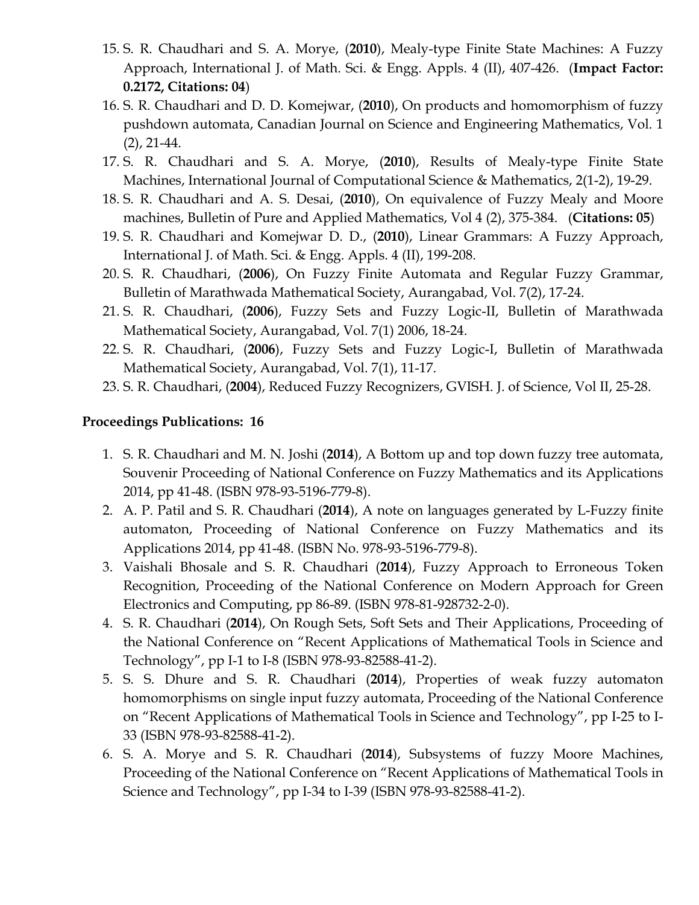15. S. R. Chaudhari and S. A. Morye, (**2010**), Mealy-type Finite State Machines: A Fuzzy Approach, International J. of Math. Sci. & Engg. Appls. 4 (II), 407-426. (**Impact Factor: 0.2172, Citations: 04**)
16. S. R. Chaudhari and D. D. Komejwar, (**2010**), On products and homomorphism of fuzzy pushdown automata, Canadian Journal on Science and Engineering Mathematics, Vol. 1 (2), 21-44.
17. S. R. Chaudhari and S. A. Morye, (**2010**), Results of Mealy-type Finite State Machines, International Journal of Computational Science & Mathematics, 2(1-2), 19-29.
18. S. R. Chaudhari and A. S. Desai, (**2010**), On equivalence of Fuzzy Mealy and Moore machines, Bulletin of Pure and Applied Mathematics, Vol 4 (2), 375-384. (**Citations: 05**)
19. S. R. Chaudhari and Komejwar D. D., (**2010**), Linear Grammars: A Fuzzy Approach, International J. of Math. Sci. & Engg. Appls. 4 (II), 199-208.
20. S. R. Chaudhari, (**2006**), On Fuzzy Finite Automata and Regular Fuzzy Grammar, Bulletin of Marathwada Mathematical Society, Aurangabad, Vol. 7(2), 17-24.
21. S. R. Chaudhari, (**2006**), Fuzzy Sets and Fuzzy Logic-II, Bulletin of Marathwada Mathematical Society, Aurangabad, Vol. 7(1) 2006, 18-24.
22. S. R. Chaudhari, (**2006**), Fuzzy Sets and Fuzzy Logic-I, Bulletin of Marathwada Mathematical Society, Aurangabad, Vol. 7(1), 11-17.
23. S. R. Chaudhari, (**2004**), Reduced Fuzzy Recognizers, GVISH. J. of Science, Vol II, 25-28.

**Proceedings Publications: 16**

1. S. R. Chaudhari and M. N. Joshi (**2014**), A Bottom up and top down fuzzy tree automata, Souvenir Proceeding of National Conference on Fuzzy Mathematics and its Applications 2014, pp 41-48. (ISBN 978-93-5196-779-8).
2. A. P. Patil and S. R. Chaudhari (**2014**), A note on languages generated by L-Fuzzy finite automaton, Proceeding of National Conference on Fuzzy Mathematics and its Applications 2014, pp 41-48. (ISBN No. 978-93-5196-779-8).
3. Vaishali Bhosale and S. R. Chaudhari (**2014**), Fuzzy Approach to Erroneous Token Recognition, Proceeding of the National Conference on Modern Approach for Green Electronics and Computing, pp 86-89. (ISBN 978-81-928732-2-0).
4. S. R. Chaudhari (**2014**), On Rough Sets, Soft Sets and Their Applications, Proceeding of the National Conference on "Recent Applications of Mathematical Tools in Science and Technology", pp I-1 to I-8 (ISBN 978-93-82588-41-2).
5. S. S. Dhure and S. R. Chaudhari (**2014**), Properties of weak fuzzy automaton homomorphisms on single input fuzzy automata, Proceeding of the National Conference on "Recent Applications of Mathematical Tools in Science and Technology", pp I-25 to I-33 (ISBN 978-93-82588-41-2).
6. S. A. Morye and S. R. Chaudhari (**2014**), Subsystems of fuzzy Moore Machines, Proceeding of the National Conference on "Recent Applications of Mathematical Tools in Science and Technology", pp I-34 to I-39 (ISBN 978-93-82588-41-2).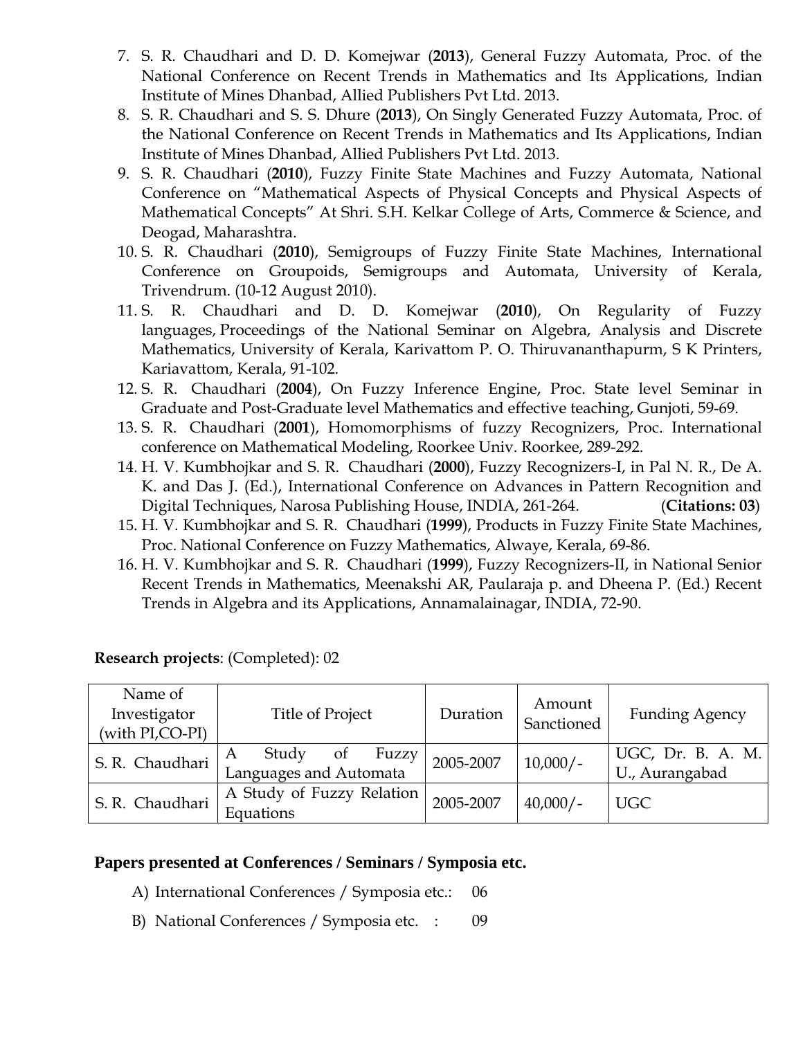7. S. R. Chaudhari and D. D. Komejwar (**2013**), General Fuzzy Automata, Proc. of the National Conference on Recent Trends in Mathematics and Its Applications, Indian Institute of Mines Dhanbad, Allied Publishers Pvt Ltd. 2013.
8. S. R. Chaudhari and S. S. Dhure (**2013**), On Singly Generated Fuzzy Automata, Proc. of the National Conference on Recent Trends in Mathematics and Its Applications, Indian Institute of Mines Dhanbad, Allied Publishers Pvt Ltd. 2013.
9. S. R. Chaudhari (**2010**), Fuzzy Finite State Machines and Fuzzy Automata, National Conference on "Mathematical Aspects of Physical Concepts and Physical Aspects of Mathematical Concepts" At Shri. S.H. Kelkar College of Arts, Commerce & Science, and Deogad, Maharashtra.
10. S. R. Chaudhari (**2010**), Semigroups of Fuzzy Finite State Machines, International Conference on Groupoids, Semigroups and Automata, University of Kerala, Trivendrum. (10-12 August 2010).
11. S. R. Chaudhari and D. D. Komejwar (**2010**), On Regularity of Fuzzy languages, Proceedings of the National Seminar on Algebra, Analysis and Discrete Mathematics, University of Kerala, Karivattom P. O. Thiruvananthapurm, S K Printers, Kariavattom, Kerala, 91-102.
12. S. R. Chaudhari (**2004**), On Fuzzy Inference Engine, Proc. State level Seminar in Graduate and Post-Graduate level Mathematics and effective teaching, Gunjoti, 59-69.
13. S. R. Chaudhari (**2001**), Homomorphisms of fuzzy Recognizers, Proc. International conference on Mathematical Modeling, Roorkee Univ. Roorkee, 289-292.
14. H. V. Kumbhojkar and S. R. Chaudhari (**2000**), Fuzzy Recognizers-I, in Pal N. R., De A. K. and Das J. (Ed.), International Conference on Advances in Pattern Recognition and Digital Techniques, Narosa Publishing House, INDIA, 261-264. (**Citations: 03**)
15. H. V. Kumbhojkar and S. R. Chaudhari (**1999**), Products in Fuzzy Finite State Machines, Proc. National Conference on Fuzzy Mathematics, Alwaye, Kerala, 69-86.
16. H. V. Kumbhojkar and S. R. Chaudhari (**1999**), Fuzzy Recognizers-II, in National Senior Recent Trends in Mathematics, Meenakshi AR, Paularaja p. and Dheena P. (Ed.) Recent Trends in Algebra and its Applications, Annamalainagar, INDIA, 72-90.

**Research projects**: (Completed): 02

| Name of Investigator (with PI,CO-PI) | Title of Project | Duration | Amount Sanctioned | Funding Agency |
|---|---|---|---|---|
| S. R. Chaudhari | A Study of Fuzzy Languages and Automata | 2005-2007 | 10,000/- | UGC, Dr. B. A. M. U., Aurangabad |
| S. R. Chaudhari | A Study of Fuzzy Relation Equations | 2005-2007 | 40,000/- | UGC |

**Papers presented at Conferences / Seminars / Symposia etc.**

A) International Conferences / Symposia etc.: 06

B) National Conferences / Symposia etc. : 09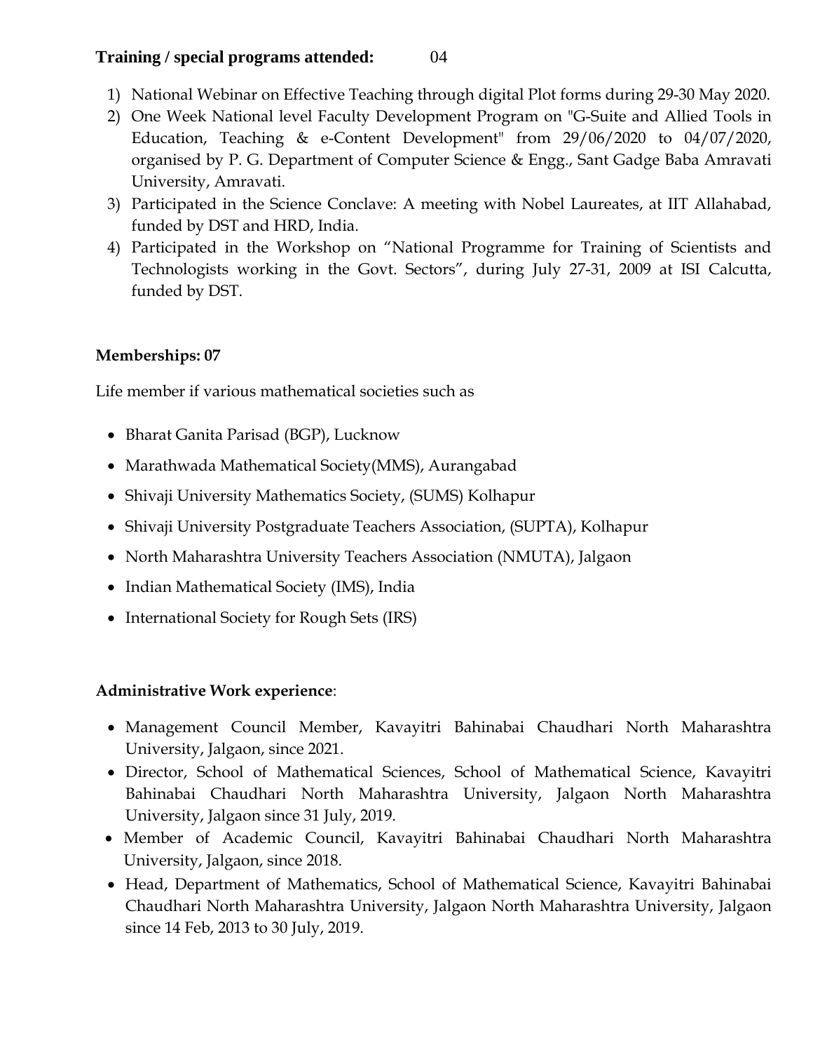**Training / special programs attended:** 04

1) National Webinar on Effective Teaching through digital Plot forms during 29-30 May 2020.
2) One Week National level Faculty Development Program on "G-Suite and Allied Tools in Education, Teaching & e-Content Development" from 29/06/2020 to 04/07/2020, organised by P. G. Department of Computer Science & Engg., Sant Gadge Baba Amravati University, Amravati.
3) Participated in the Science Conclave: A meeting with Nobel Laureates, at IIT Allahabad, funded by DST and HRD, India.
4) Participated in the Workshop on "National Programme for Training of Scientists and Technologists working in the Govt. Sectors", during July 27-31, 2009 at ISI Calcutta, funded by DST.

**Memberships: 07**

Life member if various mathematical societies such as

- Bharat Ganita Parisad (BGP), Lucknow
- Marathwada Mathematical Society(MMS), Aurangabad
- Shivaji University Mathematics Society, (SUMS) Kolhapur
- Shivaji University Postgraduate Teachers Association, (SUPTA), Kolhapur
- North Maharashtra University Teachers Association (NMUTA), Jalgaon
- Indian Mathematical Society (IMS), India
- International Society for Rough Sets (IRS)

**Administrative Work experience**:

- Management Council Member, Kavayitri Bahinabai Chaudhari North Maharashtra University, Jalgaon, since 2021.
- Director, School of Mathematical Sciences, School of Mathematical Science, Kavayitri Bahinabai Chaudhari North Maharashtra University, Jalgaon North Maharashtra University, Jalgaon since 31 July, 2019.
- Member of Academic Council, Kavayitri Bahinabai Chaudhari North Maharashtra University, Jalgaon, since 2018.
- Head, Department of Mathematics, School of Mathematical Science, Kavayitri Bahinabai Chaudhari North Maharashtra University, Jalgaon North Maharashtra University, Jalgaon since 14 Feb, 2013 to 30 July, 2019.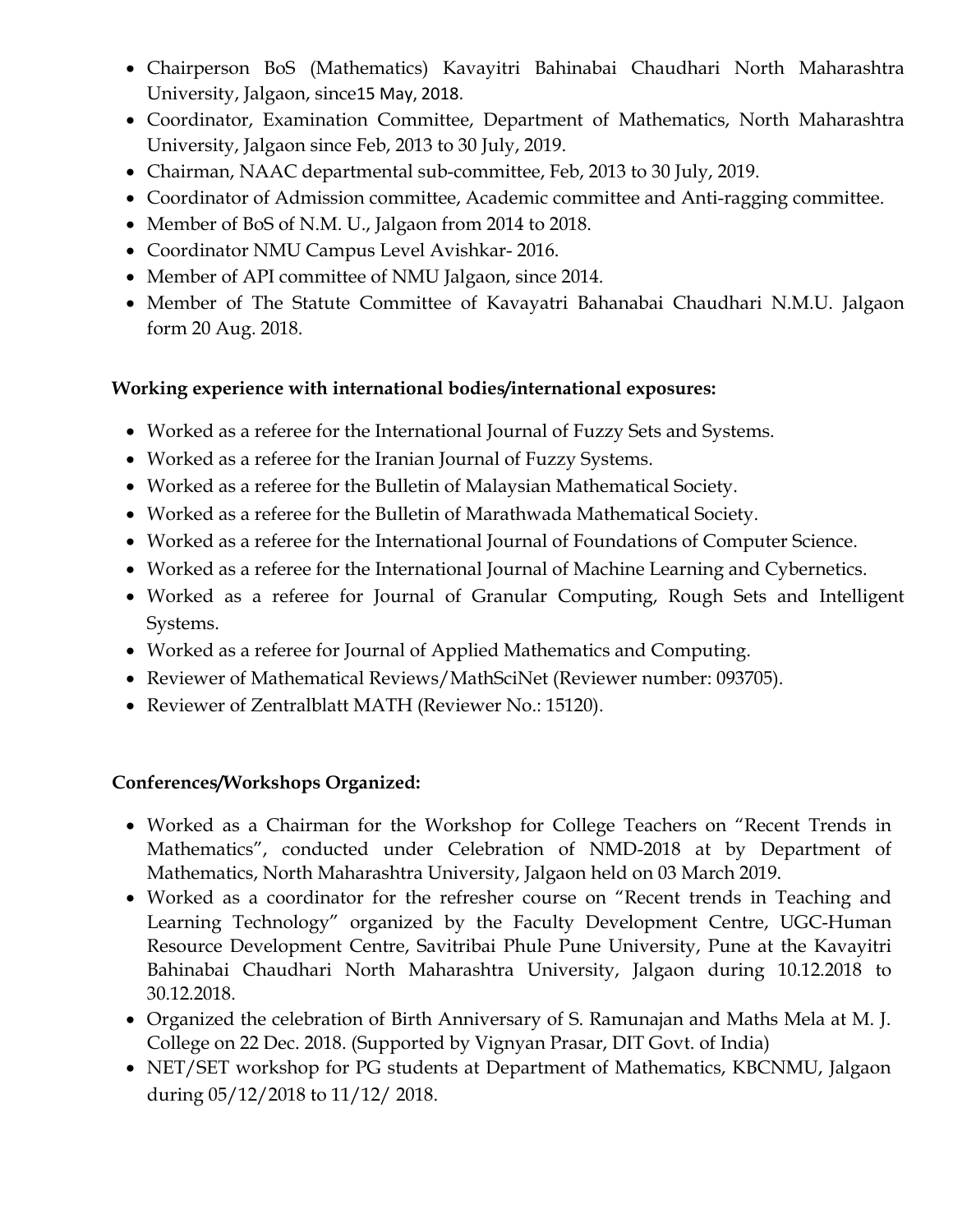- Chairperson BoS (Mathematics) Kavayitri Bahinabai Chaudhari North Maharashtra University, Jalgaon, since15 May, 2018.
- Coordinator, Examination Committee, Department of Mathematics, North Maharashtra University, Jalgaon since Feb, 2013 to 30 July, 2019.
- Chairman, NAAC departmental sub-committee, Feb, 2013 to 30 July, 2019.
- Coordinator of Admission committee, Academic committee and Anti-ragging committee.
- Member of BoS of N.M. U., Jalgaon from 2014 to 2018.
- Coordinator NMU Campus Level Avishkar- 2016.
- Member of API committee of NMU Jalgaon, since 2014.
- Member of The Statute Committee of Kavayatri Bahanabai Chaudhari N.M.U. Jalgaon form 20 Aug. 2018.

**Working experience with international bodies/international exposures:**

- Worked as a referee for the International Journal of Fuzzy Sets and Systems.
- Worked as a referee for the Iranian Journal of Fuzzy Systems.
- Worked as a referee for the Bulletin of Malaysian Mathematical Society.
- Worked as a referee for the Bulletin of Marathwada Mathematical Society.
- Worked as a referee for the International Journal of Foundations of Computer Science.
- Worked as a referee for the International Journal of Machine Learning and Cybernetics.
- Worked as a referee for Journal of Granular Computing, Rough Sets and Intelligent Systems.
- Worked as a referee for Journal of Applied Mathematics and Computing.
- Reviewer of Mathematical Reviews/MathSciNet (Reviewer number: 093705).
- Reviewer of Zentralblatt MATH (Reviewer No.: 15120).

**Conferences/Workshops Organized:**

- Worked as a Chairman for the Workshop for College Teachers on "Recent Trends in Mathematics", conducted under Celebration of NMD-2018 at by Department of Mathematics, North Maharashtra University, Jalgaon held on 03 March 2019.
- Worked as a coordinator for the refresher course on "Recent trends in Teaching and Learning Technology" organized by the Faculty Development Centre, UGC-Human Resource Development Centre, Savitribai Phule Pune University, Pune at the Kavayitri Bahinabai Chaudhari North Maharashtra University, Jalgaon during 10.12.2018 to 30.12.2018.
- Organized the celebration of Birth Anniversary of S. Ramunajan and Maths Mela at M. J. College on 22 Dec. 2018. (Supported by Vignyan Prasar, DIT Govt. of India)
- NET/SET workshop for PG students at Department of Mathematics, KBCNMU, Jalgaon during 05/12/2018 to 11/12/ 2018.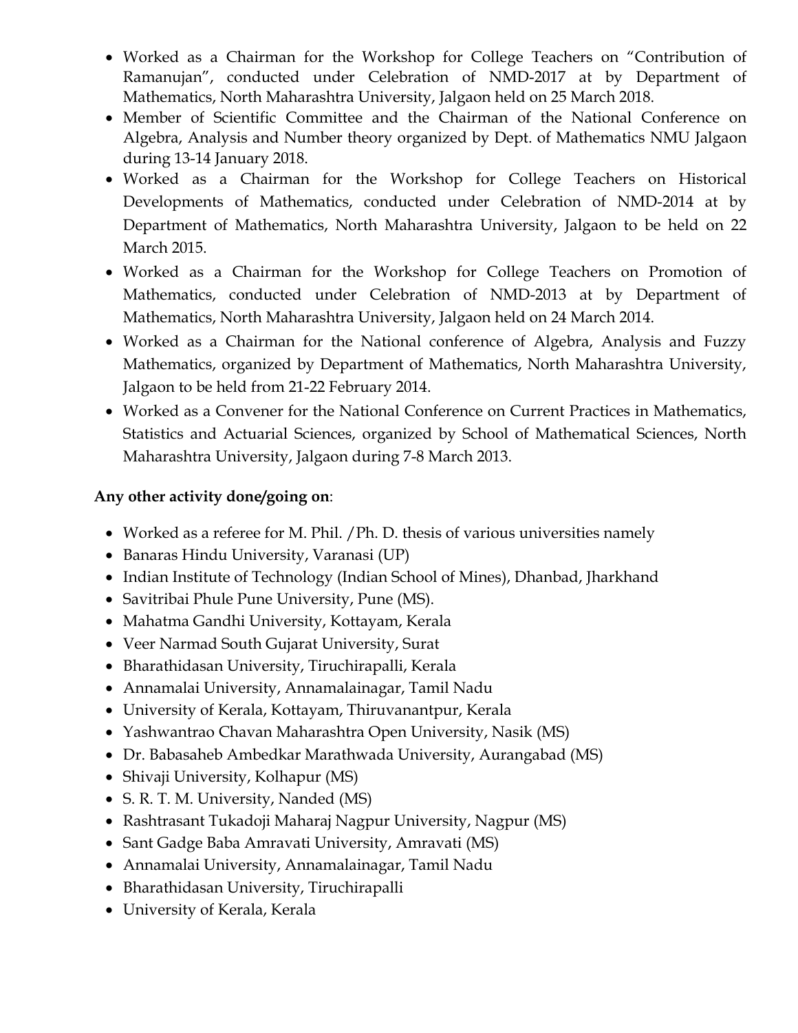- Worked as a Chairman for the Workshop for College Teachers on "Contribution of Ramanujan", conducted under Celebration of NMD-2017 at by Department of Mathematics, North Maharashtra University, Jalgaon held on 25 March 2018.
- Member of Scientific Committee and the Chairman of the National Conference on Algebra, Analysis and Number theory organized by Dept. of Mathematics NMU Jalgaon during 13-14 January 2018.
- Worked as a Chairman for the Workshop for College Teachers on Historical Developments of Mathematics, conducted under Celebration of NMD-2014 at by Department of Mathematics, North Maharashtra University, Jalgaon to be held on 22 March 2015.
- Worked as a Chairman for the Workshop for College Teachers on Promotion of Mathematics, conducted under Celebration of NMD-2013 at by Department of Mathematics, North Maharashtra University, Jalgaon held on 24 March 2014.
- Worked as a Chairman for the National conference of Algebra, Analysis and Fuzzy Mathematics, organized by Department of Mathematics, North Maharashtra University, Jalgaon to be held from 21-22 February 2014.
- Worked as a Convener for the National Conference on Current Practices in Mathematics, Statistics and Actuarial Sciences, organized by School of Mathematical Sciences, North Maharashtra University, Jalgaon during 7-8 March 2013.

**Any other activity done/going on**:

- Worked as a referee for M. Phil. /Ph. D. thesis of various universities namely
- Banaras Hindu University, Varanasi (UP)
- Indian Institute of Technology (Indian School of Mines), Dhanbad, Jharkhand
- Savitribai Phule Pune University, Pune (MS).
- Mahatma Gandhi University, Kottayam, Kerala
- Veer Narmad South Gujarat University, Surat
- Bharathidasan University, Tiruchirapalli, Kerala
- Annamalai University, Annamalainagar, Tamil Nadu
- University of Kerala, Kottayam, Thiruvanantpur, Kerala
- Yashwantrao Chavan Maharashtra Open University, Nasik (MS)
- Dr. Babasaheb Ambedkar Marathwada University, Aurangabad (MS)
- Shivaji University, Kolhapur (MS)
- S. R. T. M. University, Nanded (MS)
- Rashtrasant Tukadoji Maharaj Nagpur University, Nagpur (MS)
- Sant Gadge Baba Amravati University, Amravati (MS)
- Annamalai University, Annamalainagar, Tamil Nadu
- Bharathidasan University, Tiruchirapalli
- University of Kerala, Kerala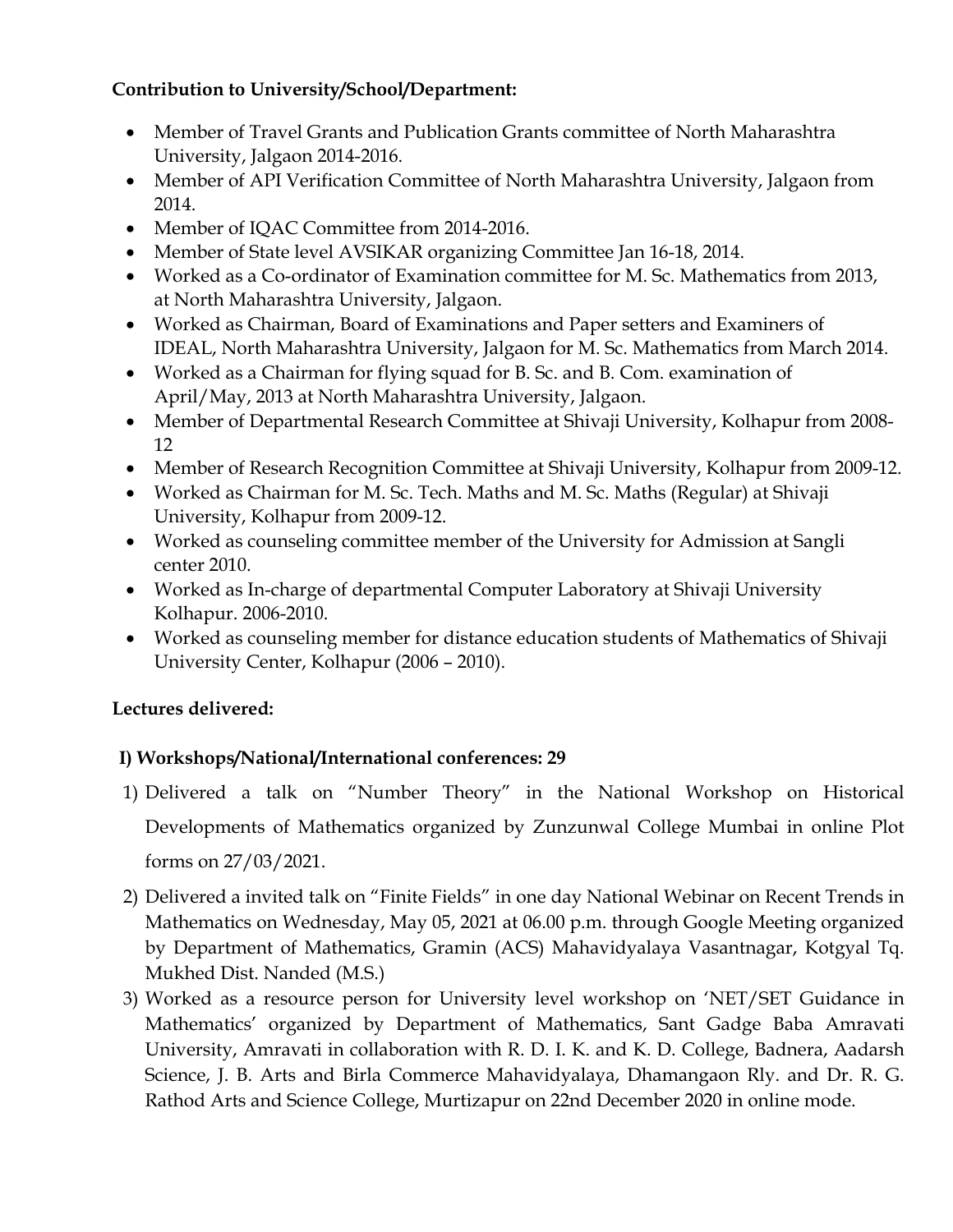**Contribution to University/School/Department:**

- Member of Travel Grants and Publication Grants committee of North Maharashtra University, Jalgaon 2014-2016.
- Member of API Verification Committee of North Maharashtra University, Jalgaon from 2014.
- Member of IQAC Committee from 2014-2016.
- Member of State level AVSIKAR organizing Committee Jan 16-18, 2014.
- Worked as a Co-ordinator of Examination committee for M. Sc. Mathematics from 2013, at North Maharashtra University, Jalgaon.
- Worked as Chairman, Board of Examinations and Paper setters and Examiners of IDEAL, North Maharashtra University, Jalgaon for M. Sc. Mathematics from March 2014.
- Worked as a Chairman for flying squad for B. Sc. and B. Com. examination of April/May, 2013 at North Maharashtra University, Jalgaon.
- Member of Departmental Research Committee at Shivaji University, Kolhapur from 2008-12
- Member of Research Recognition Committee at Shivaji University, Kolhapur from 2009-12.
- Worked as Chairman for M. Sc. Tech. Maths and M. Sc. Maths (Regular) at Shivaji University, Kolhapur from 2009-12.
- Worked as counseling committee member of the University for Admission at Sangli center 2010.
- Worked as In-charge of departmental Computer Laboratory at Shivaji University Kolhapur. 2006-2010.
- Worked as counseling member for distance education students of Mathematics of Shivaji University Center, Kolhapur (2006 – 2010).

**Lectures delivered:**

**I) Workshops/National/International conferences: 29**

1) Delivered a talk on "Number Theory" in the National Workshop on Historical Developments of Mathematics organized by Zunzunwal College Mumbai in online Plot forms on 27/03/2021.
2) Delivered a invited talk on "Finite Fields" in one day National Webinar on Recent Trends in Mathematics on Wednesday, May 05, 2021 at 06.00 p.m. through Google Meeting organized by Department of Mathematics, Gramin (ACS) Mahavidyalaya Vasantnagar, Kotgyal Tq. Mukhed Dist. Nanded (M.S.)
3) Worked as a resource person for University level workshop on 'NET/SET Guidance in Mathematics' organized by Department of Mathematics, Sant Gadge Baba Amravati University, Amravati in collaboration with R. D. I. K. and K. D. College, Badnera, Aadarsh Science, J. B. Arts and Birla Commerce Mahavidyalaya, Dhamangaon Rly. and Dr. R. G. Rathod Arts and Science College, Murtizapur on 22nd December 2020 in online mode.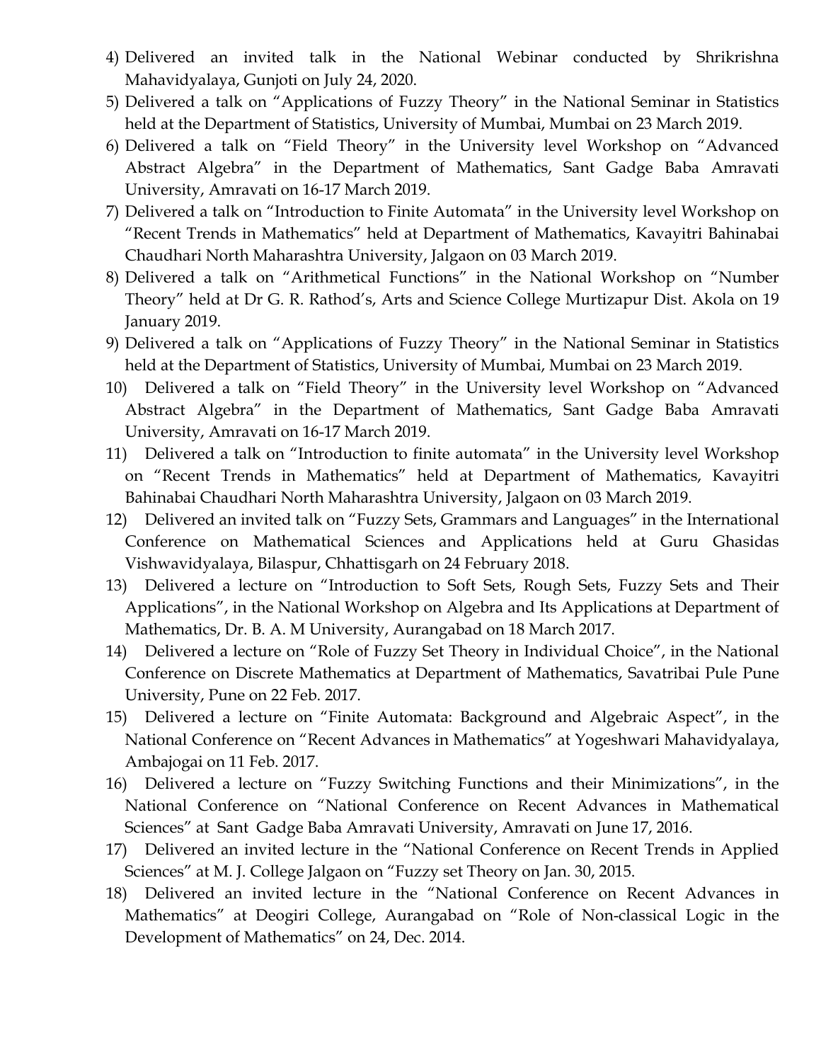4) Delivered an invited talk in the National Webinar conducted by Shrikrishna Mahavidyalaya, Gunjoti on July 24, 2020.
5) Delivered a talk on "Applications of Fuzzy Theory" in the National Seminar in Statistics held at the Department of Statistics, University of Mumbai, Mumbai on 23 March 2019.
6) Delivered a talk on "Field Theory" in the University level Workshop on "Advanced Abstract Algebra" in the Department of Mathematics, Sant Gadge Baba Amravati University, Amravati on 16-17 March 2019.
7) Delivered a talk on "Introduction to Finite Automata" in the University level Workshop on "Recent Trends in Mathematics" held at Department of Mathematics, Kavayitri Bahinabai Chaudhari North Maharashtra University, Jalgaon on 03 March 2019.
8) Delivered a talk on "Arithmetical Functions" in the National Workshop on "Number Theory" held at Dr G. R. Rathod's, Arts and Science College Murtizapur Dist. Akola on 19 January 2019.
9) Delivered a talk on "Applications of Fuzzy Theory" in the National Seminar in Statistics held at the Department of Statistics, University of Mumbai, Mumbai on 23 March 2019.
10) Delivered a talk on "Field Theory" in the University level Workshop on "Advanced Abstract Algebra" in the Department of Mathematics, Sant Gadge Baba Amravati University, Amravati on 16-17 March 2019.
11) Delivered a talk on "Introduction to finite automata" in the University level Workshop on "Recent Trends in Mathematics" held at Department of Mathematics, Kavayitri Bahinabai Chaudhari North Maharashtra University, Jalgaon on 03 March 2019.
12) Delivered an invited talk on "Fuzzy Sets, Grammars and Languages" in the International Conference on Mathematical Sciences and Applications held at Guru Ghasidas Vishwavidyalaya, Bilaspur, Chhattisgarh on 24 February 2018.
13) Delivered a lecture on "Introduction to Soft Sets, Rough Sets, Fuzzy Sets and Their Applications", in the National Workshop on Algebra and Its Applications at Department of Mathematics, Dr. B. A. M University, Aurangabad on 18 March 2017.
14) Delivered a lecture on "Role of Fuzzy Set Theory in Individual Choice", in the National Conference on Discrete Mathematics at Department of Mathematics, Savatribai Pule Pune University, Pune on 22 Feb. 2017.
15) Delivered a lecture on "Finite Automata: Background and Algebraic Aspect", in the National Conference on "Recent Advances in Mathematics" at Yogeshwari Mahavidyalaya, Ambajogai on 11 Feb. 2017.
16) Delivered a lecture on "Fuzzy Switching Functions and their Minimizations", in the National Conference on "National Conference on Recent Advances in Mathematical Sciences" at Sant Gadge Baba Amravati University, Amravati on June 17, 2016.
17) Delivered an invited lecture in the "National Conference on Recent Trends in Applied Sciences" at M. J. College Jalgaon on "Fuzzy set Theory on Jan. 30, 2015.
18) Delivered an invited lecture in the "National Conference on Recent Advances in Mathematics" at Deogiri College, Aurangabad on "Role of Non-classical Logic in the Development of Mathematics" on 24, Dec. 2014.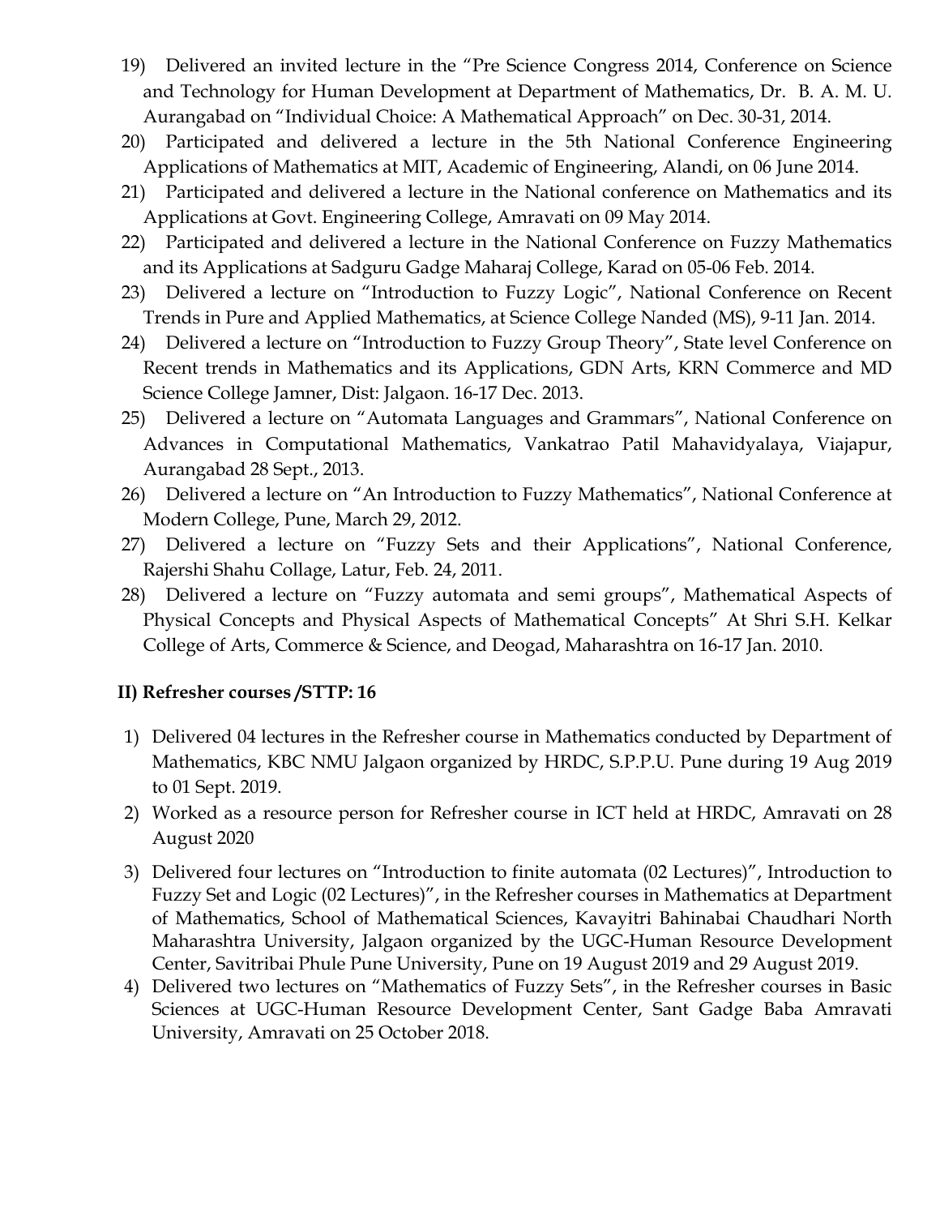19) Delivered an invited lecture in the "Pre Science Congress 2014, Conference on Science and Technology for Human Development at Department of Mathematics, Dr. B. A. M. U. Aurangabad on "Individual Choice: A Mathematical Approach" on Dec. 30-31, 2014.
20) Participated and delivered a lecture in the 5th National Conference Engineering Applications of Mathematics at MIT, Academic of Engineering, Alandi, on 06 June 2014.
21) Participated and delivered a lecture in the National conference on Mathematics and its Applications at Govt. Engineering College, Amravati on 09 May 2014.
22) Participated and delivered a lecture in the National Conference on Fuzzy Mathematics and its Applications at Sadguru Gadge Maharaj College, Karad on 05-06 Feb. 2014.
23) Delivered a lecture on "Introduction to Fuzzy Logic", National Conference on Recent Trends in Pure and Applied Mathematics, at Science College Nanded (MS), 9-11 Jan. 2014.
24) Delivered a lecture on "Introduction to Fuzzy Group Theory", State level Conference on Recent trends in Mathematics and its Applications, GDN Arts, KRN Commerce and MD Science College Jamner, Dist: Jalgaon. 16-17 Dec. 2013.
25) Delivered a lecture on "Automata Languages and Grammars", National Conference on Advances in Computational Mathematics, Vankatrao Patil Mahavidyalaya, Viajapur, Aurangabad 28 Sept., 2013.
26) Delivered a lecture on "An Introduction to Fuzzy Mathematics", National Conference at Modern College, Pune, March 29, 2012.
27) Delivered a lecture on "Fuzzy Sets and their Applications", National Conference, Rajershi Shahu Collage, Latur, Feb. 24, 2011.
28) Delivered a lecture on "Fuzzy automata and semi groups", Mathematical Aspects of Physical Concepts and Physical Aspects of Mathematical Concepts" At Shri S.H. Kelkar College of Arts, Commerce & Science, and Deogad, Maharashtra on 16-17 Jan. 2010.

**II) Refresher courses /STTP: 16**

1) Delivered 04 lectures in the Refresher course in Mathematics conducted by Department of Mathematics, KBC NMU Jalgaon organized by HRDC, S.P.P.U. Pune during 19 Aug 2019 to 01 Sept. 2019.
2) Worked as a resource person for Refresher course in ICT held at HRDC, Amravati on 28 August 2020
3) Delivered four lectures on "Introduction to finite automata (02 Lectures)", Introduction to Fuzzy Set and Logic (02 Lectures)", in the Refresher courses in Mathematics at Department of Mathematics, School of Mathematical Sciences, Kavayitri Bahinabai Chaudhari North Maharashtra University, Jalgaon organized by the UGC-Human Resource Development Center, Savitribai Phule Pune University, Pune on 19 August 2019 and 29 August 2019.
4) Delivered two lectures on "Mathematics of Fuzzy Sets", in the Refresher courses in Basic Sciences at UGC-Human Resource Development Center, Sant Gadge Baba Amravati University, Amravati on 25 October 2018.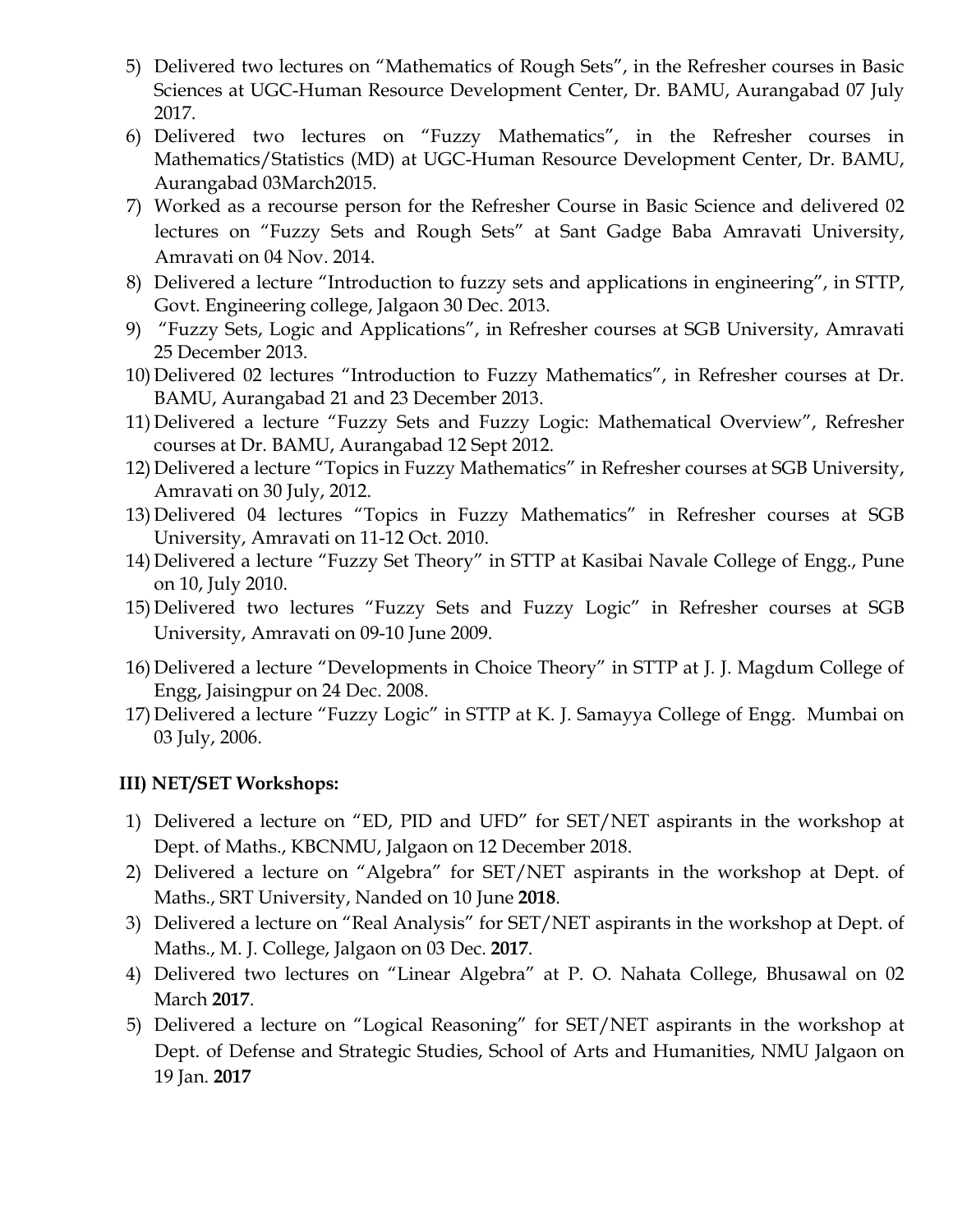5) Delivered two lectures on "Mathematics of Rough Sets", in the Refresher courses in Basic Sciences at UGC-Human Resource Development Center, Dr. BAMU, Aurangabad 07 July 2017.
6) Delivered two lectures on "Fuzzy Mathematics", in the Refresher courses in Mathematics/Statistics (MD) at UGC-Human Resource Development Center, Dr. BAMU, Aurangabad 03March2015.
7) Worked as a recourse person for the Refresher Course in Basic Science and delivered 02 lectures on "Fuzzy Sets and Rough Sets" at Sant Gadge Baba Amravati University, Amravati on 04 Nov. 2014.
8) Delivered a lecture "Introduction to fuzzy sets and applications in engineering", in STTP, Govt. Engineering college, Jalgaon 30 Dec. 2013.
9) "Fuzzy Sets, Logic and Applications", in Refresher courses at SGB University, Amravati 25 December 2013.
10) Delivered 02 lectures "Introduction to Fuzzy Mathematics", in Refresher courses at Dr. BAMU, Aurangabad 21 and 23 December 2013.
11) Delivered a lecture "Fuzzy Sets and Fuzzy Logic: Mathematical Overview", Refresher courses at Dr. BAMU, Aurangabad 12 Sept 2012.
12) Delivered a lecture "Topics in Fuzzy Mathematics" in Refresher courses at SGB University, Amravati on 30 July, 2012.
13) Delivered 04 lectures "Topics in Fuzzy Mathematics" in Refresher courses at SGB University, Amravati on 11-12 Oct. 2010.
14) Delivered a lecture "Fuzzy Set Theory" in STTP at Kasibai Navale College of Engg., Pune on 10, July 2010.
15) Delivered two lectures "Fuzzy Sets and Fuzzy Logic" in Refresher courses at SGB University, Amravati on 09-10 June 2009.
16) Delivered a lecture "Developments in Choice Theory" in STTP at J. J. Magdum College of Engg, Jaisingpur on 24 Dec. 2008.
17) Delivered a lecture "Fuzzy Logic" in STTP at K. J. Samayya College of Engg. Mumbai on 03 July, 2006.

**III) NET/SET Workshops:**

1) Delivered a lecture on "ED, PID and UFD" for SET/NET aspirants in the workshop at Dept. of Maths., KBCNMU, Jalgaon on 12 December 2018.
2) Delivered a lecture on "Algebra" for SET/NET aspirants in the workshop at Dept. of Maths., SRT University, Nanded on 10 June **2018**.
3) Delivered a lecture on "Real Analysis" for SET/NET aspirants in the workshop at Dept. of Maths., M. J. College, Jalgaon on 03 Dec. **2017**.
4) Delivered two lectures on "Linear Algebra" at P. O. Nahata College, Bhusawal on 02 March **2017**.
5) Delivered a lecture on "Logical Reasoning" for SET/NET aspirants in the workshop at Dept. of Defense and Strategic Studies, School of Arts and Humanities, NMU Jalgaon on 19 Jan. **2017**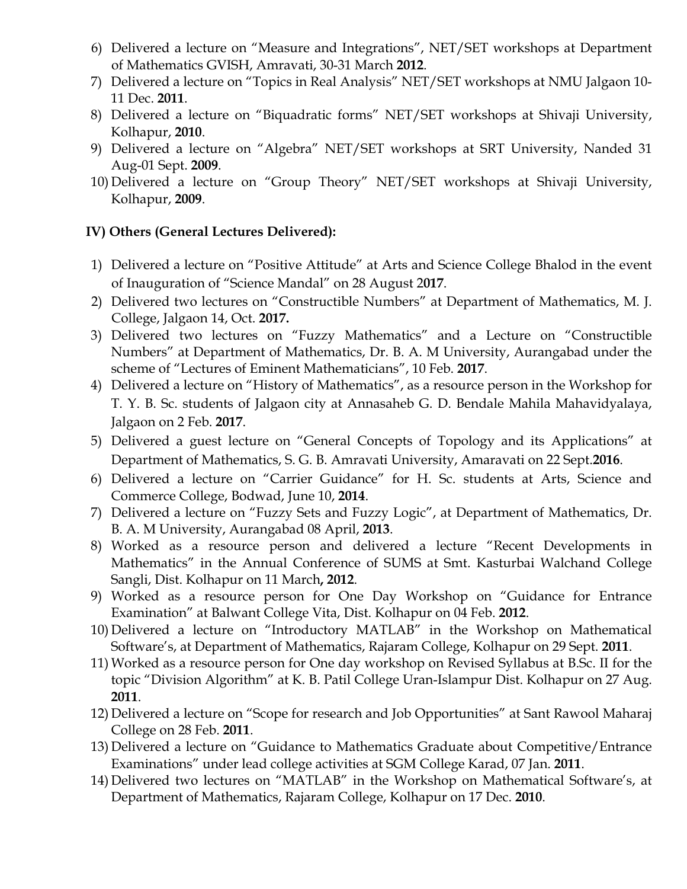6) Delivered a lecture on "Measure and Integrations", NET/SET workshops at Department of Mathematics GVISH, Amravati, 30-31 March **2012**.
7) Delivered a lecture on "Topics in Real Analysis" NET/SET workshops at NMU Jalgaon 10-11 Dec. **2011**.
8) Delivered a lecture on "Biquadratic forms" NET/SET workshops at Shivaji University, Kolhapur, **2010**.
9) Delivered a lecture on "Algebra" NET/SET workshops at SRT University, Nanded 31 Aug-01 Sept. **2009**.
10) Delivered a lecture on "Group Theory" NET/SET workshops at Shivaji University, Kolhapur, **2009**.

### IV) Others (General Lectures Delivered):

1) Delivered a lecture on "Positive Attitude" at Arts and Science College Bhalod in the event of Inauguration of "Science Mandal" on 28 August 2**017**.
2) Delivered two lectures on "Constructible Numbers" at Department of Mathematics, M. J. College, Jalgaon 14, Oct. **2017.**
3) Delivered two lectures on "Fuzzy Mathematics" and a Lecture on "Constructible Numbers" at Department of Mathematics, Dr. B. A. M University, Aurangabad under the scheme of "Lectures of Eminent Mathematicians", 10 Feb. **2017**.
4) Delivered a lecture on "History of Mathematics", as a resource person in the Workshop for T. Y. B. Sc. students of Jalgaon city at Annasaheb G. D. Bendale Mahila Mahavidyalaya, Jalgaon on 2 Feb. **2017**.
5) Delivered a guest lecture on "General Concepts of Topology and its Applications" at Department of Mathematics, S. G. B. Amravati University, Amaravati on 22 Sept.**2016**.
6) Delivered a lecture on "Carrier Guidance" for H. Sc. students at Arts, Science and Commerce College, Bodwad, June 10**, 2014**.
7) Delivered a lecture on "Fuzzy Sets and Fuzzy Logic", at Department of Mathematics, Dr. B. A. M University, Aurangabad 08 April**, 2013**.
8) Worked as a resource person and delivered a lecture "Recent Developments in Mathematics" in the Annual Conference of SUMS at Smt. Kasturbai Walchand College Sangli, Dist. Kolhapur on 11 March**, 2012**.
9) Worked as a resource person for One Day Workshop on "Guidance for Entrance Examination" at Balwant College Vita, Dist. Kolhapur on 04 Feb. **2012**.
10) Delivered a lecture on "Introductory MATLAB" in the Workshop on Mathematical Software's, at Department of Mathematics, Rajaram College, Kolhapur on 29 Sept. **2011**.
11) Worked as a resource person for One day workshop on Revised Syllabus at B.Sc. II for the topic "Division Algorithm" at K. B. Patil College Uran-Islampur Dist. Kolhapur on 27 Aug. **2011**.
12) Delivered a lecture on "Scope for research and Job Opportunities" at Sant Rawool Maharaj College on 28 Feb. **2011**.
13) Delivered a lecture on "Guidance to Mathematics Graduate about Competitive/Entrance Examinations" under lead college activities at SGM College Karad, 07 Jan. **2011**.
14) Delivered two lectures on "MATLAB" in the Workshop on Mathematical Software's, at Department of Mathematics, Rajaram College, Kolhapur on 17 Dec. **2010**.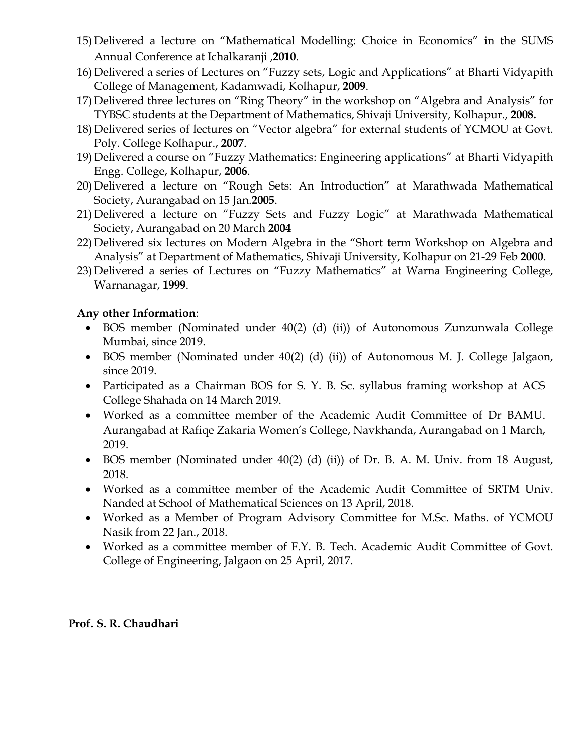15) Delivered a lecture on “Mathematical Modelling: Choice in Economics” in the SUMS Annual Conference at Ichalkaranji ,**2010**.
16) Delivered a series of Lectures on “Fuzzy sets, Logic and Applications” at Bharti Vidyapith College of Management, Kadamwadi, Kolhapur, **2009**.
17) Delivered three lectures on “Ring Theory” in the workshop on “Algebra and Analysis” for TYBSC students at the Department of Mathematics, Shivaji University, Kolhapur., **2008.**
18) Delivered series of lectures on “Vector algebra” for external students of YCMOU at Govt. Poly. College Kolhapur., **2007**.
19) Delivered a course on “Fuzzy Mathematics: Engineering applications” at Bharti Vidyapith Engg. College, Kolhapur, **2006**.
20) Delivered a lecture on “Rough Sets: An Introduction” at Marathwada Mathematical Society, Aurangabad on 15 Jan.**2005**.
21) Delivered a lecture on “Fuzzy Sets and Fuzzy Logic” at Marathwada Mathematical Society, Aurangabad on 20 March **2004**
22) Delivered six lectures on Modern Algebra in the “Short term Workshop on Algebra and Analysis” at Department of Mathematics, Shivaji University, Kolhapur on 21-29 Feb **2000**.
23) Delivered a series of Lectures on “Fuzzy Mathematics” at Warna Engineering College, Warnanagar, **1999**.

**Any other Information**:

- BOS member (Nominated under 40(2) (d) (ii)) of Autonomous Zunzunwala College Mumbai, since 2019.
- BOS member (Nominated under 40(2) (d) (ii)) of Autonomous M. J. College Jalgaon, since 2019.
- Participated as a Chairman BOS for S. Y. B. Sc. syllabus framing workshop at ACS College Shahada on 14 March 2019.
- Worked as a committee member of the Academic Audit Committee of Dr BAMU. Aurangabad at Rafiqe Zakaria Women’s College, Navkhanda, Aurangabad on 1 March, 2019.
- BOS member (Nominated under 40(2) (d) (ii)) of Dr. B. A. M. Univ. from 18 August, 2018.
- Worked as a committee member of the Academic Audit Committee of SRTM Univ. Nanded at School of Mathematical Sciences on 13 April, 2018.
- Worked as a Member of Program Advisory Committee for M.Sc. Maths. of YCMOU Nasik from 22 Jan., 2018.
- Worked as a committee member of F.Y. B. Tech. Academic Audit Committee of Govt. College of Engineering, Jalgaon on 25 April, 2017.

**Prof. S. R. Chaudhari**